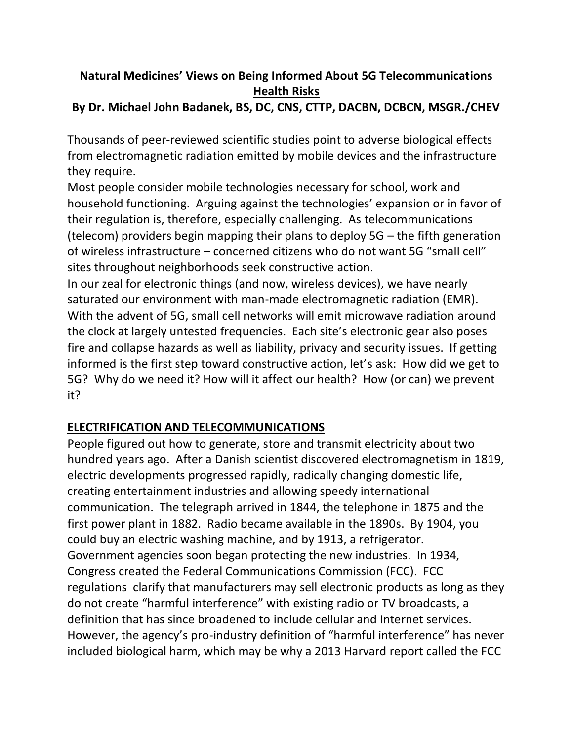# Natural Medicines' Views on Being Informed About 5G Telecommunications Health Risks

**By Dr. Michael John Badanek, BS, DC, CNS, CTTP, DACBN, DCBCN, MSGR./CHEV**

Thousands of peer-reviewed scientific studies point to adverse biological effects from electromagnetic radiation emitted by mobile devices and the infrastructure they require.

Most people consider mobile technologies necessary for school, work and household functioning. Arguing against the technologies' expansion or in favor of their regulation is, therefore, especially challenging. As telecommunications (telecom) providers begin mapping their plans to deploy 5G – the fifth generation of wireless infrastructure – concerned citizens who do not want 5G "small cell" sites throughout neighborhoods seek constructive action.

In our zeal for electronic things (and now, wireless devices), we have nearly saturated our environment with man-made electromagnetic radiation (EMR). With the advent of 5G, small cell networks will emit microwave radiation around the clock at largely untested frequencies. Each site's electronic gear also poses fire and collapse hazards as well as liability, privacy and security issues. If getting informed is the first step toward constructive action, let's ask: How did we get to 5G? Why do we need it? How will it affect our health? How (or can) we prevent it?

## ELECTRIFICATION AND TELECOMMUNICATIONS

People figured out how to generate, store and transmit electricity about two hundred years ago. After a Danish scientist discovered electromagnetism in 1819, electric developments progressed rapidly, radically changing domestic life, creating entertainment industries and allowing speedy international communication. The telegraph arrived in 1844, the telephone in 1875 and the first power plant in 1882. Radio became available in the 1890s. By 1904, you could buy an electric washing machine, and by 1913, a refrigerator.

Government agencies soon began protecting the new industries. In 1934, Congress created the Federal Communications Commission (FCC). FCC regulations clarify that manufacturers may sell electronic products as long as they do not create "harmful interference" with existing radio or TV broadcasts, a definition that has since broadened to include cellular and Internet services. However, the agency's pro-industry definition of "harmful interference" has never included biological harm, which may be why a 2013 Harvard report called the FCC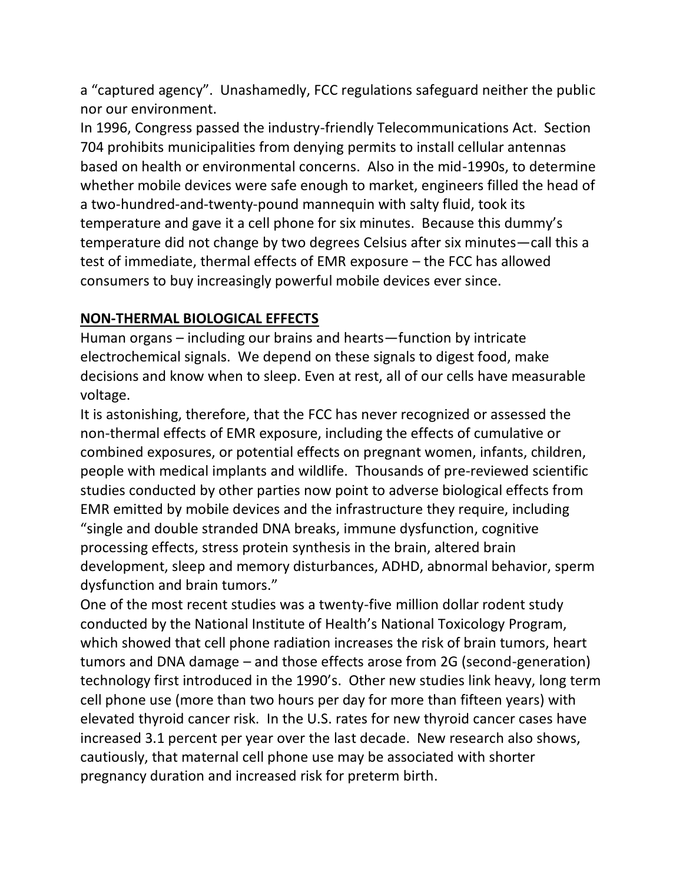a "captured agency". Unashamedly, FCC regulations safeguard neither the public nor our environment.

In 1996, Congress passed the industry-friendly Telecommunications Act. Section 704 prohibits municipalities from denying permits to install cellular antennas based on health or environmental concerns. Also in the mid-1990s, to determine whether mobile devices were safe enough to market, engineers filled the head of a two-hundred-and-twenty-pound mannequin with salty fluid, took its temperature and gave it a cell phone for six minutes. Because this dummy's temperature did not change by two degrees Celsius after six minutes—call this a test of immediate, thermal effects of EMR exposure – the FCC has allowed consumers to buy increasingly powerful mobile devices ever since.

## NON-THERMAL BIOLOGICAL EFFECTS

Human organs – including our brains and hearts—function by intricate electrochemical signals. We depend on these signals to digest food, make decisions and know when to sleep. Even at rest, all of our cells have measurable voltage.

It is astonishing, therefore, that the FCC has never recognized or assessed the non-thermal effects of EMR exposure, including the effects of cumulative or combined exposures, or potential effects on pregnant women, infants, children, people with medical implants and wildlife. Thousands of pre-reviewed scientific studies conducted by other parties now point to adverse biological effects from EMR emitted by mobile devices and the infrastructure they require, including "single and double stranded DNA breaks, immune dysfunction, cognitive processing effects, stress protein synthesis in the brain, altered brain development, sleep and memory disturbances, ADHD, abnormal behavior, sperm dysfunction and brain tumors."

One of the most recent studies was a twenty-five million dollar rodent study conducted by the National Institute of Health's National Toxicology Program, which showed that cell phone radiation increases the risk of brain tumors, heart tumors and DNA damage – and those effects arose from 2G (second-generation) technology first introduced in the 1990's. Other new studies link heavy, long term cell phone use (more than two hours per day for more than fifteen years) with elevated thyroid cancer risk. In the U.S. rates for new thyroid cancer cases have increased 3.1 percent per year over the last decade. New research also shows, cautiously, that maternal cell phone use may be associated with shorter pregnancy duration and increased risk for preterm birth.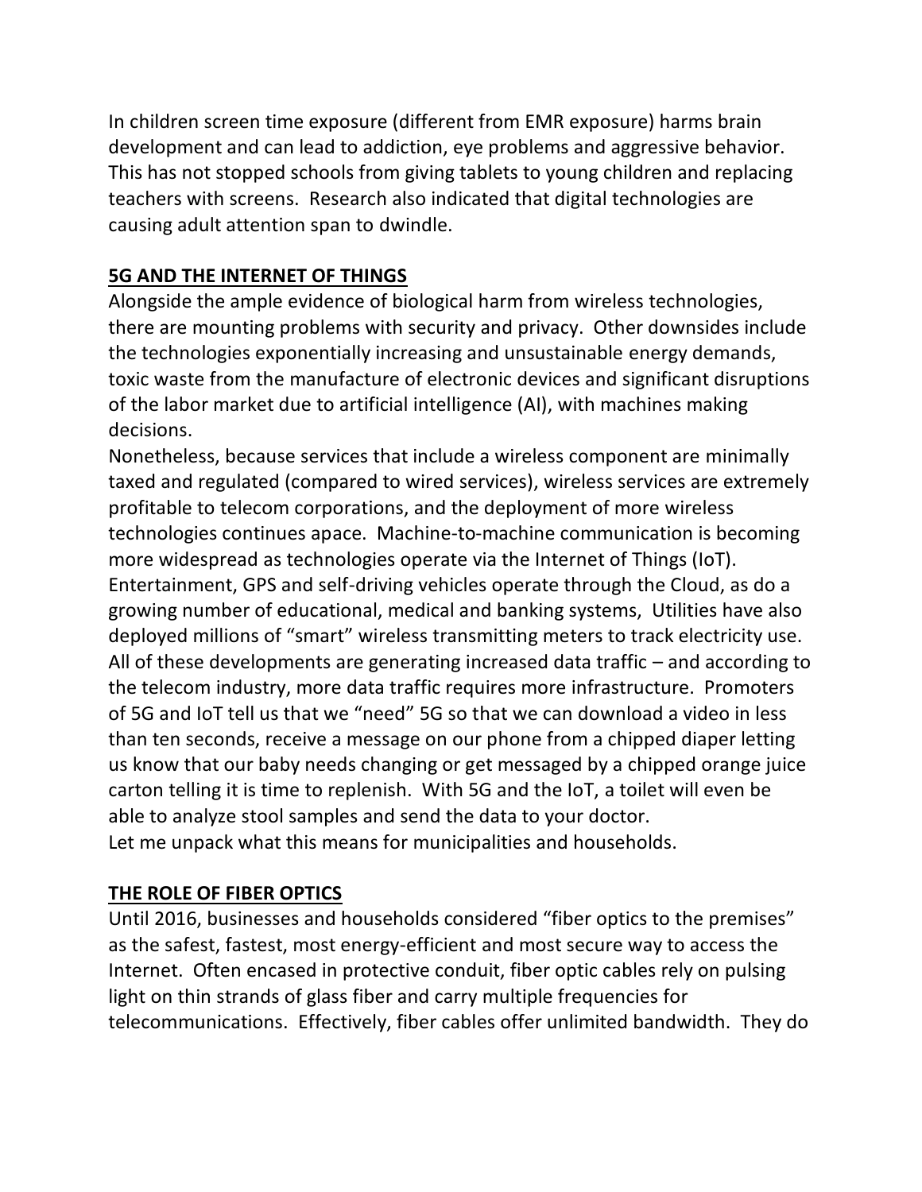In children screen time exposure (different from EMR exposure) harms brain development and can lead to addiction, eye problems and aggressive behavior. This has not stopped schools from giving tablets to young children and replacing teachers with screens. Research also indicated that digital technologies are causing adult attention span to dwindle.

## 5G AND THE INTERNET OF THINGS

Alongside the ample evidence of biological harm from wireless technologies, there are mounting problems with security and privacy. Other downsides include the technologies exponentially increasing and unsustainable energy demands, toxic waste from the manufacture of electronic devices and significant disruptions of the labor market due to artificial intelligence (AI), with machines making decisions.

Nonetheless, because services that include a wireless component are minimally taxed and regulated (compared to wired services), wireless services are extremely profitable to telecom corporations, and the deployment of more wireless technologies continues apace. Machine-to-machine communication is becoming more widespread as technologies operate via the Internet of Things (IoT). Entertainment, GPS and self-driving vehicles operate through the Cloud, as do a growing number of educational, medical and banking systems, Utilities have also deployed millions of "smart" wireless transmitting meters to track electricity use. All of these developments are generating increased data traffic – and according to the telecom industry, more data traffic requires more infrastructure. Promoters of 5G and IoT tell us that we "need" 5G so that we can download a video in less than ten seconds, receive a message on our phone from a chipped diaper letting us know that our baby needs changing or get messaged by a chipped orange juice carton telling it is time to replenish. With 5G and the IoT, a toilet will even be able to analyze stool samples and send the data to your doctor.

Let me unpack what this means for municipalities and households.

## THE ROLE OF FIBER OPTICS

Until 2016, businesses and households considered "fiber optics to the premises" as the safest, fastest, most energy-efficient and most secure way to access the Internet. Often encased in protective conduit, fiber optic cables rely on pulsing light on thin strands of glass fiber and carry multiple frequencies for telecommunications. Effectively, fiber cables offer unlimited bandwidth. They do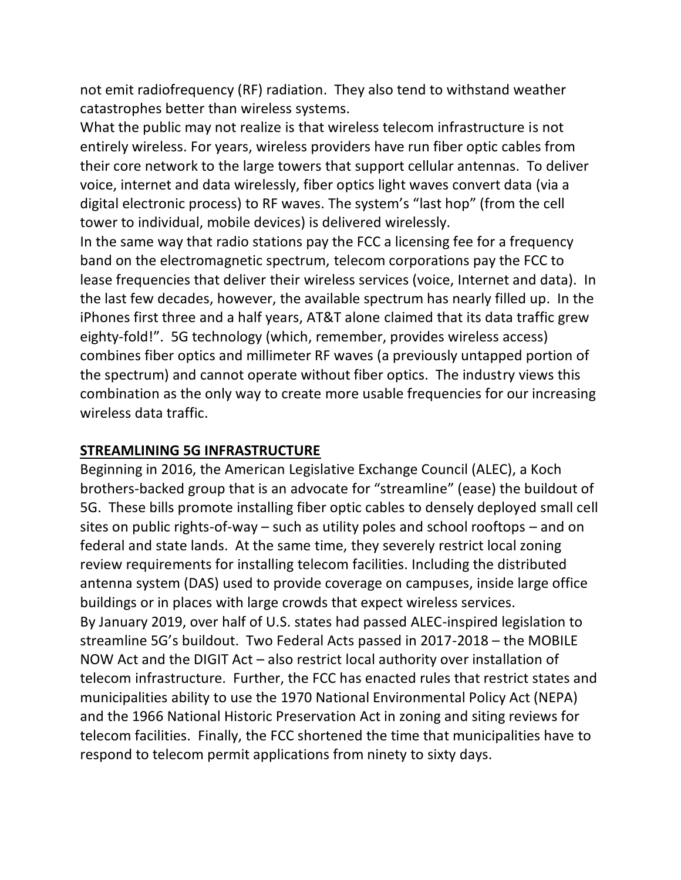not emit radiofrequency (RF) radiation. They also tend to withstand weather catastrophes better than wireless systems.

What the public may not realize is that wireless telecom infrastructure is not entirely wireless. For years, wireless providers have run fiber optic cables from their core network to the large towers that support cellular antennas. To deliver voice, internet and data wirelessly, fiber optics light waves convert data (via a digital electronic process) to RF waves. The system's "last hop" (from the cell tower to individual, mobile devices) is delivered wirelessly.

In the same way that radio stations pay the FCC a licensing fee for a frequency band on the electromagnetic spectrum, telecom corporations pay the FCC to lease frequencies that deliver their wireless services (voice, Internet and data). In the last few decades, however, the available spectrum has nearly filled up. In the iPhones first three and a half years, AT&T alone claimed that its data traffic grew eighty-fold!". 5G technology (which, remember, provides wireless access) combines fiber optics and millimeter RF waves (a previously untapped portion of the spectrum) and cannot operate without fiber optics. The industry views this combination as the only way to create more usable frequencies for our increasing wireless data traffic.

## STREAMLINING 5G INFRASTRUCTURE

Beginning in 2016, the American Legislative Exchange Council (ALEC), a Koch brothers-backed group that is an advocate for "streamline" (ease) the buildout of 5G. These bills promote installing fiber optic cables to densely deployed small cell sites on public rights-of-way – such as utility poles and school rooftops – and on federal and state lands. At the same time, they severely restrict local zoning review requirements for installing telecom facilities. Including the distributed antenna system (DAS) used to provide coverage on campuses, inside large office buildings or in places with large crowds that expect wireless services.

By January 2019, over half of U.S. states had passed ALEC-inspired legislation to streamline 5G's buildout. Two Federal Acts passed in 2017-2018 – the MOBILE NOW Act and the DIGIT Act – also restrict local authority over installation of telecom infrastructure. Further, the FCC has enacted rules that restrict states and municipalities ability to use the 1970 National Environmental Policy Act (NEPA) and the 1966 National Historic Preservation Act in zoning and siting reviews for telecom facilities. Finally, the FCC shortened the time that municipalities have to respond to telecom permit applications from ninety to sixty days.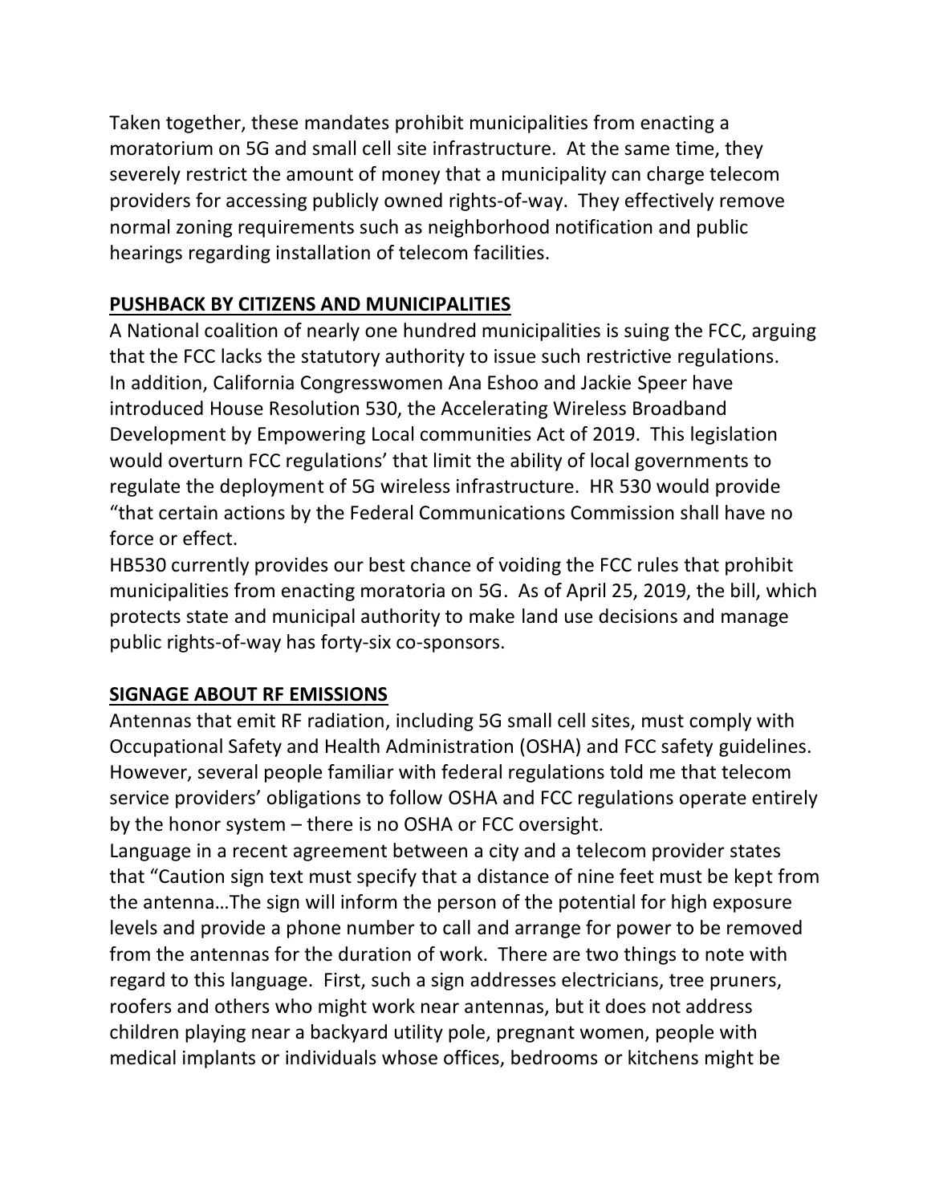Taken together, these mandates prohibit municipalities from enacting a moratorium on 5G and small cell site infrastructure. At the same time, they severely restrict the amount of money that a municipality can charge telecom providers for accessing publicly owned rights-of-way. They effectively remove normal zoning requirements such as neighborhood notification and public hearings regarding installation of telecom facilities.

## PUSHBACK BY CITIZENS AND MUNICIPALITIES

A National coalition of nearly one hundred municipalities is suing the FCC, arguing that the FCC lacks the statutory authority to issue such restrictive regulations. In addition, California Congresswomen Ana Eshoo and Jackie Speer have introduced House Resolution 530, the Accelerating Wireless Broadband Development by Empowering Local communities Act of 2019. This legislation would overturn FCC regulations' that limit the ability of local governments to regulate the deployment of 5G wireless infrastructure. HR 530 would provide "that certain actions by the Federal Communications Commission shall have no force or effect.

HB530 currently provides our best chance of voiding the FCC rules that prohibit municipalities from enacting moratoria on 5G. As of April 25, 2019, the bill, which protects state and municipal authority to make land use decisions and manage public rights-of-way has forty-six co-sponsors.

## SIGNAGE ABOUT RF EMISSIONS

Antennas that emit RF radiation, including 5G small cell sites, must comply with Occupational Safety and Health Administration (OSHA) and FCC safety guidelines. However, several people familiar with federal regulations told me that telecom service providers' obligations to follow OSHA and FCC regulations operate entirely by the honor system – there is no OSHA or FCC oversight.

Language in a recent agreement between a city and a telecom provider states that "Caution sign text must specify that a distance of nine feet must be kept from the antenna…The sign will inform the person of the potential for high exposure levels and provide a phone number to call and arrange for power to be removed from the antennas for the duration of work. There are two things to note with regard to this language. First, such a sign addresses electricians, tree pruners, roofers and others who might work near antennas, but it does not address children playing near a backyard utility pole, pregnant women, people with medical implants or individuals whose offices, bedrooms or kitchens might be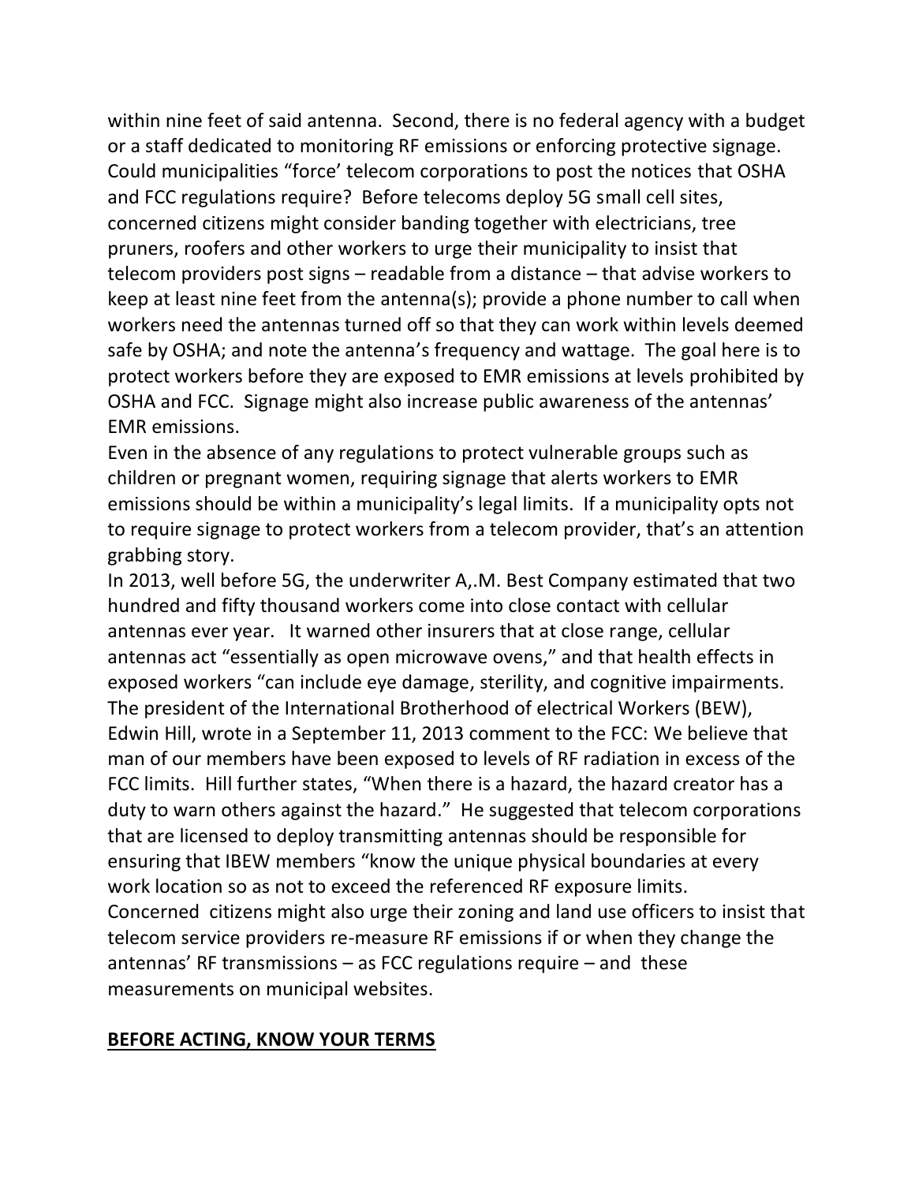within nine feet of said antenna. Second, there is no federal agency with a budget or a staff dedicated to monitoring RF emissions or enforcing protective signage. Could municipalities "force' telecom corporations to post the notices that OSHA and FCC regulations require? Before telecoms deploy 5G small cell sites, concerned citizens might consider banding together with electricians, tree pruners, roofers and other workers to urge their municipality to insist that telecom providers post signs – readable from a distance – that advise workers to keep at least nine feet from the antenna(s); provide a phone number to call when workers need the antennas turned off so that they can work within levels deemed safe by OSHA; and note the antenna's frequency and wattage. The goal here is to protect workers before they are exposed to EMR emissions at levels prohibited by OSHA and FCC. Signage might also increase public awareness of the antennas' EMR emissions.

Even in the absence of any regulations to protect vulnerable groups such as children or pregnant women, requiring signage that alerts workers to EMR emissions should be within a municipality's legal limits. If a municipality opts not to require signage to protect workers from a telecom provider, that's an attention grabbing story.

In 2013, well before 5G, the underwriter A,.M. Best Company estimated that two hundred and fifty thousand workers come into close contact with cellular antennas ever year. It warned other insurers that at close range, cellular antennas act "essentially as open microwave ovens," and that health effects in exposed workers "can include eye damage, sterility, and cognitive impairments.

The president of the International Brotherhood of electrical Workers (BEW), Edwin Hill, wrote in a September 11, 2013 comment to the FCC: We believe that man of our members have been exposed to levels of RF radiation in excess of the FCC limits. Hill further states, "When there is a hazard, the hazard creator has a duty to warn others against the hazard." He suggested that telecom corporations that are licensed to deploy transmitting antennas should be responsible for ensuring that IBEW members "know the unique physical boundaries at every work location so as not to exceed the referenced RF exposure limits.

Concerned citizens might also urge their zoning and land use officers to insist that telecom service providers re-measure RF emissions if or when they change the antennas' RF transmissions – as FCC regulations require – and these measurements on municipal websites.

## **BEFORE ACTING, KNOW YOUR TERMS**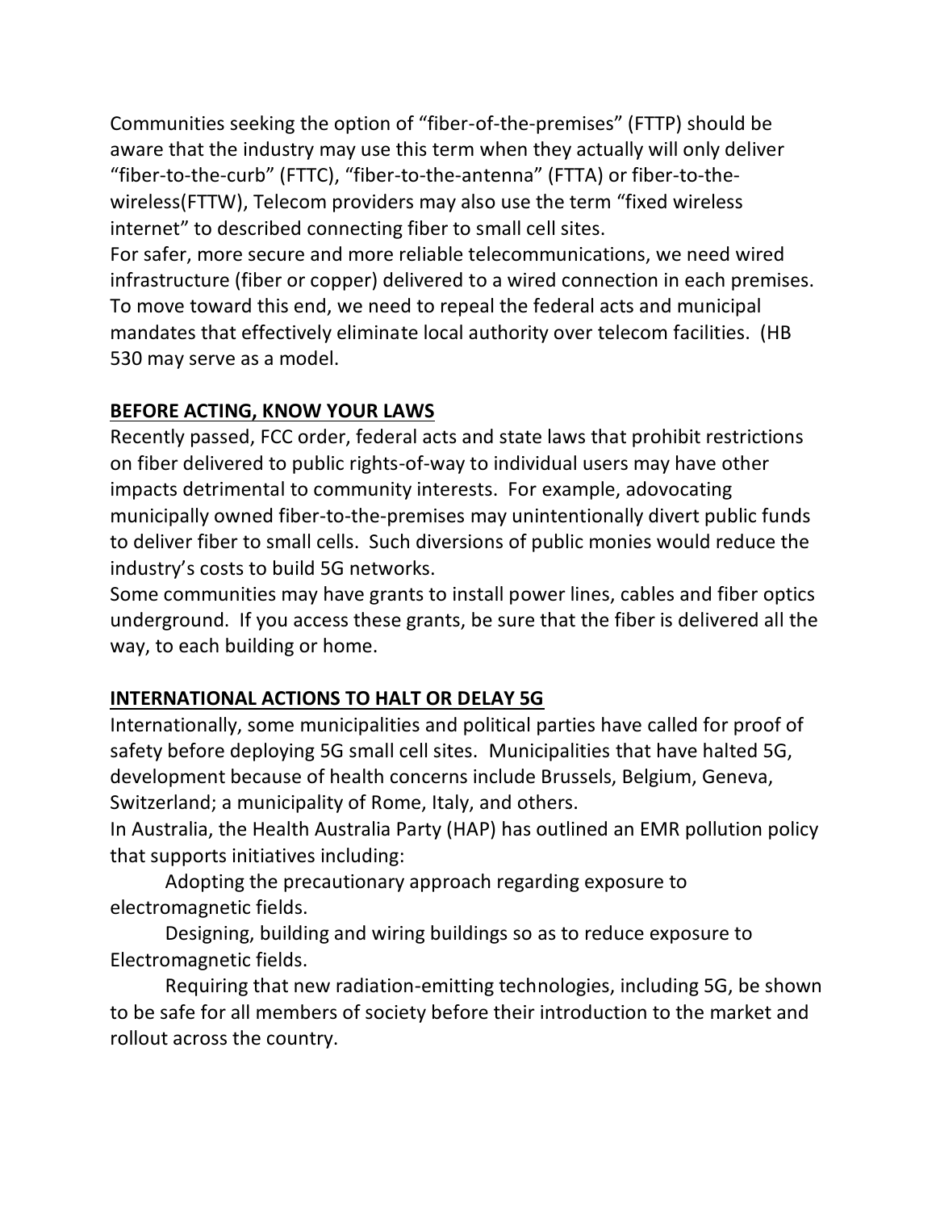Communities seeking the option of "fiber-of-the-premises" (FTTP) should be aware that the industry may use this term when they actually will only deliver "fiber-to-the-curb" (FTTC), "fiber-to-the-antenna" (FTTA) or fiber-to-the-wireless(FTTW), Telecom providers may also use the term "fixed wireless internet" to described connecting fiber to small cell sites.

For safer, more secure and more reliable telecommunications, we need wired infrastructure (fiber or copper) delivered to a wired connection in each premises. To move toward this end, we need to repeal the federal acts and municipal mandates that effectively eliminate local authority over telecom facilities. (HB 530 may serve as a model.

## BEFORE ACTING, KNOW YOUR LAWS

Recently passed, FCC order, federal acts and state laws that prohibit restrictions on fiber delivered to public rights-of-way to individual users may have other impacts detrimental to community interests. For example, adovocating municipally owned fiber-to-the-premises may unintentionally divert public funds to deliver fiber to small cells. Such diversions of public monies would reduce the industry's costs to build 5G networks.

Some communities may have grants to install power lines, cables and fiber optics underground. If you access these grants, be sure that the fiber is delivered all the way, to each building or home.

## INTERNATIONAL ACTIONS TO HALT OR DELAY 5G

Internationally, some municipalities and political parties have called for proof of safety before deploying 5G small cell sites. Municipalities that have halted 5G, development because of health concerns include Brussels, Belgium, Geneva, Switzerland; a municipality of Rome, Italy, and others.

In Australia, the Health Australia Party (HAP) has outlined an EMR pollution policy that supports initiatives including:

Adopting the precautionary approach regarding exposure to electromagnetic fields.

Designing, building and wiring buildings so as to reduce exposure to Electromagnetic fields.

Requiring that new radiation-emitting technologies, including 5G, be shown to be safe for all members of society before their introduction to the market and rollout across the country.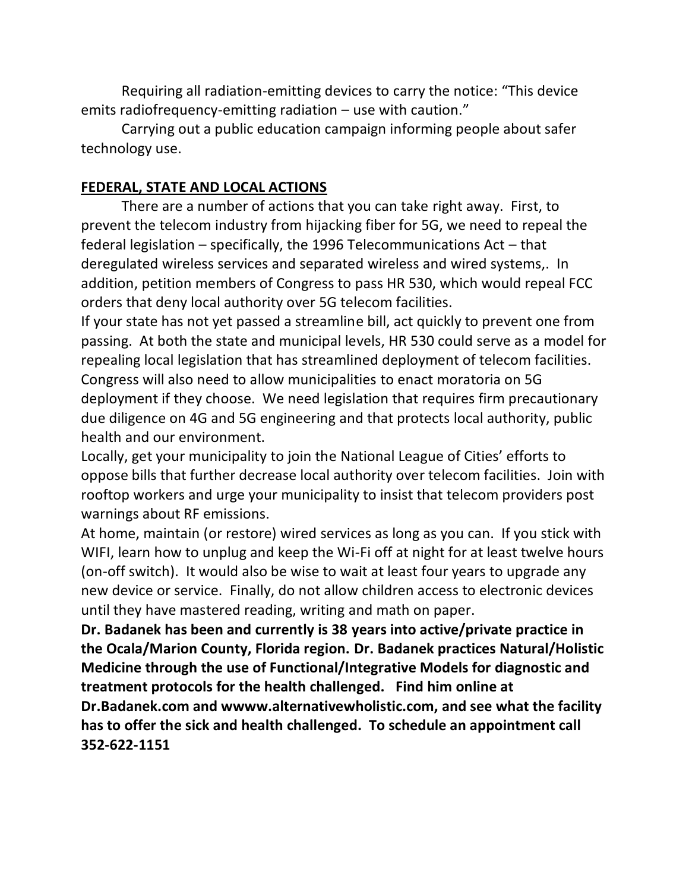Requiring all radiation-emitting devices to carry the notice: "This device emits radiofrequency-emitting radiation – use with caution."

Carrying out a public education campaign informing people about safer technology use.

## FEDERAL, STATE AND LOCAL ACTIONS

There are a number of actions that you can take right away. First, to prevent the telecom industry from hijacking fiber for 5G, we need to repeal the federal legislation – specifically, the 1996 Telecommunications Act – that deregulated wireless services and separated wireless and wired systems,. In addition, petition members of Congress to pass HR 530, which would repeal FCC orders that deny local authority over 5G telecom facilities.

If your state has not yet passed a streamline bill, act quickly to prevent one from passing. At both the state and municipal levels, HR 530 could serve as a model for repealing local legislation that has streamlined deployment of telecom facilities. Congress will also need to allow municipalities to enact moratoria on 5G deployment if they choose. We need legislation that requires firm precautionary due diligence on 4G and 5G engineering and that protects local authority, public health and our environment.

Locally, get your municipality to join the National League of Cities' efforts to oppose bills that further decrease local authority over telecom facilities. Join with rooftop workers and urge your municipality to insist that telecom providers post warnings about RF emissions.

At home, maintain (or restore) wired services as long as you can. If you stick with WIFI, learn how to unplug and keep the Wi-Fi off at night for at least twelve hours (on-off switch). It would also be wise to wait at least four years to upgrade any new device or service. Finally, do not allow children access to electronic devices until they have mastered reading, writing and math on paper.

**Dr. Badanek has been and currently is 38 years into active/private practice in the Ocala/Marion County, Florida region. Dr. Badanek practices Natural/Holistic Medicine through the use of Functional/Integrative Models for diagnostic and treatment protocols for the health challenged. Find him online at Dr.Badanek.com and wwww.alternativewholistic.com, and see what the facility has to offer the sick and health challenged. To schedule an appointment call 352-622-1151**